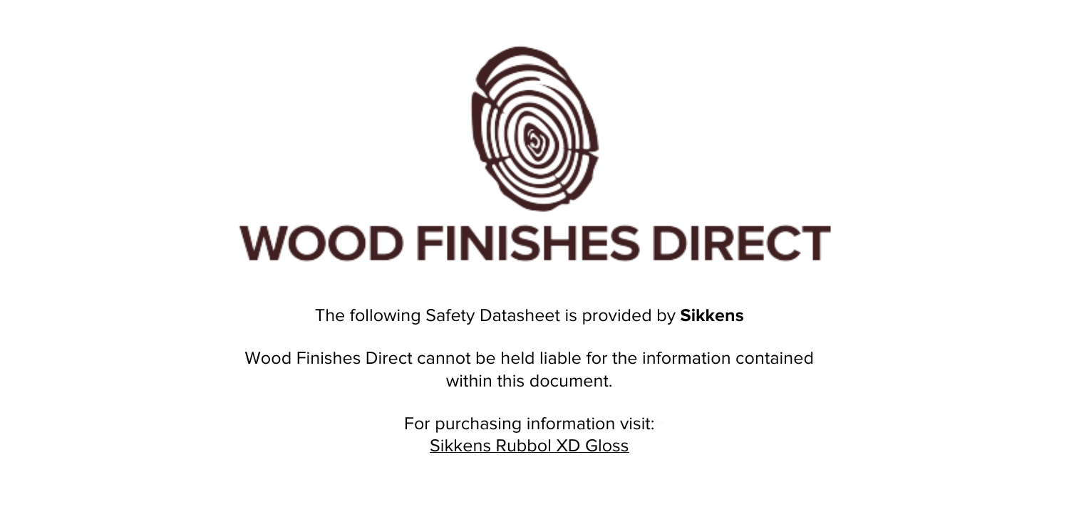# WOOD FINISHES DIRECT

The following Safety Datasheet is provided by **Sikkens**

Wood Finishes Direct cannot be held liable for the information contained within this document.

For purchasing information visit:
Sikkens Rubbol XD Gloss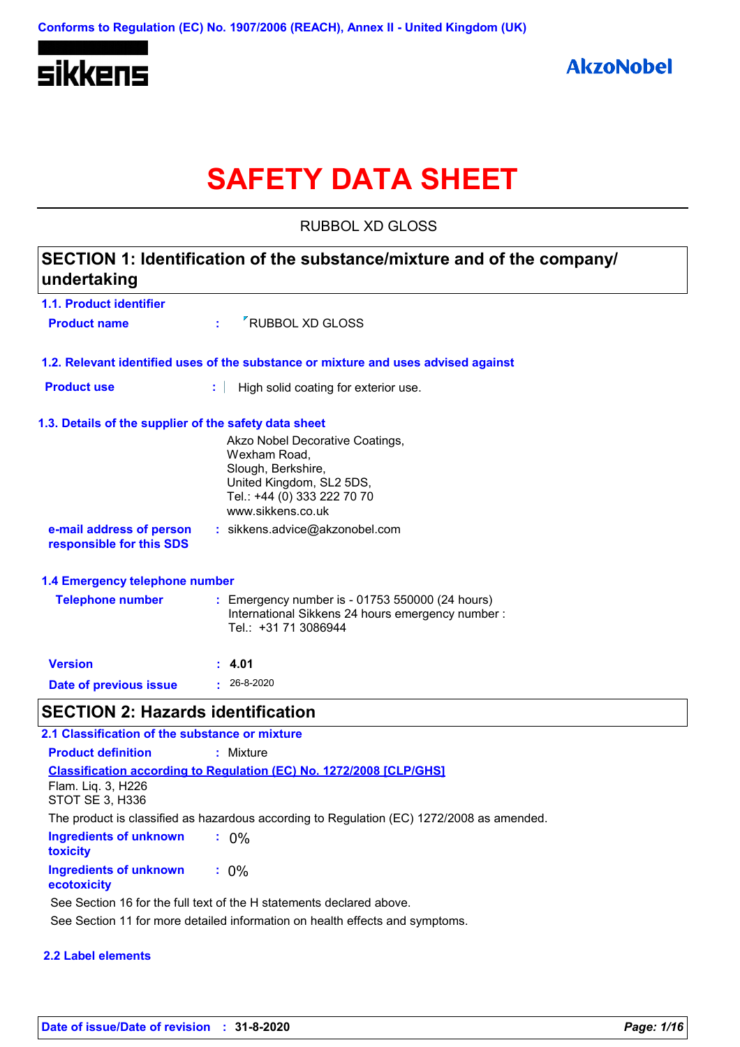Conforms to Regulation (EC) No. 1907/2006 (REACH), Annex II - United Kingdom (UK)

sikkens

AkzoNobel

# SAFETY DATA SHEET

RUBBOL XD GLOSS

## SECTION 1: Identification of the substance/mixture and of the company/ undertaking

### 1.1. Product identifier

**Product name** : RUBBOL XD GLOSS

### 1.2. Relevant identified uses of the substance or mixture and uses advised against

**Product use** : High solid coating for exterior use.

### 1.3. Details of the supplier of the safety data sheet

Akzo Nobel Decorative Coatings,
Wexham Road,
Slough, Berkshire,
United Kingdom, SL2 5DS,
Tel.: +44 (0) 333 222 70 70
www.sikkens.co.uk

**e-mail address of person responsible for this SDS** : sikkens.advice@akzonobel.com

### 1.4 Emergency telephone number

**Telephone number** : Emergency number is - 01753 550000 (24 hours)
International Sikkens 24 hours emergency number :
Tel.: +31 71 3086944

**Version** : **4.01**

**Date of previous issue** : 26-8-2020

## SECTION 2: Hazards identification

### 2.1 Classification of the substance or mixture

**Product definition** : Mixture

**Classification according to Regulation (EC) No. 1272/2008 [CLP/GHS]**

Flam. Liq. 3, H226
STOT SE 3, H336

The product is classified as hazardous according to Regulation (EC) 1272/2008 as amended.

**Ingredients of unknown toxicity** : 0%

**Ingredients of unknown ecotoxicity** : 0%

See Section 16 for the full text of the H statements declared above.

See Section 11 for more detailed information on health effects and symptoms.

### 2.2 Label elements

**Date of issue/Date of revision** : **31-8-2020**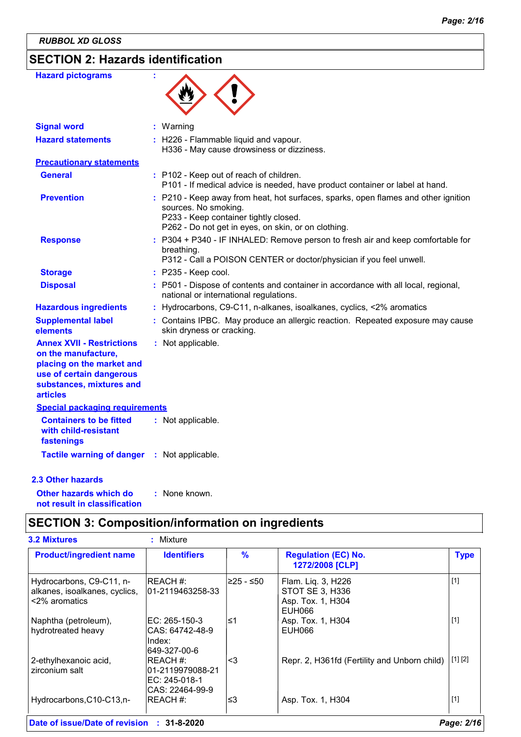RUBBOL XD GLOSS

## SECTION 2: Hazards identification

**Hazard pictograms** :

**Signal word** : Warning

**Hazard statements** : H226 - Flammable liquid and vapour.
H336 - May cause drowsiness or dizziness.

**Precautionary statements**

**General** : P102 - Keep out of reach of children.
P101 - If medical advice is needed, have product container or label at hand.

**Prevention** : P210 - Keep away from heat, hot surfaces, sparks, open flames and other ignition sources. No smoking.
P233 - Keep container tightly closed.
P262 - Do not get in eyes, on skin, or on clothing.

**Response** : P304 + P340 - IF INHALED: Remove person to fresh air and keep comfortable for breathing.
P312 - Call a POISON CENTER or doctor/physician if you feel unwell.

**Storage** : P235 - Keep cool.

**Disposal** : P501 - Dispose of contents and container in accordance with all local, regional, national or international regulations.

**Hazardous ingredients** : Hydrocarbons, C9-C11, n-alkanes, isoalkanes, cyclics, <2% aromatics

**Supplemental label elements** : Contains IPBC. May produce an allergic reaction. Repeated exposure may cause skin dryness or cracking.

**Annex XVII - Restrictions on the manufacture, placing on the market and use of certain dangerous substances, mixtures and articles** : Not applicable.

**Special packaging requirements**

**Containers to be fitted with child-resistant fastenings** : Not applicable.

**Tactile warning of danger** : Not applicable.

### 2.3 Other hazards

**Other hazards which do not result in classification** : None known.

## SECTION 3: Composition/information on ingredients

**3.2 Mixtures** : Mixture

| Product/ingredient name | Identifiers | % | Regulation (EC) No. 1272/2008 [CLP] | Type |
|---|---|---|---|---|
| Hydrocarbons, C9-C11, n-alkanes, isoalkanes, cyclics, <2% aromatics | REACH #: 01-2119463258-33 | ≥25 - ≤50 | Flam. Liq. 3, H226<br>STOT SE 3, H336<br>Asp. Tox. 1, H304<br>EUH066 | [1] |
| Naphtha (petroleum), hydrotreated heavy | EC: 265-150-3<br>CAS: 64742-48-9<br>Index: 649-327-00-6 | ≤1 | Asp. Tox. 1, H304<br>EUH066 | [1] |
| 2-ethylhexanoic acid, zirconium salt | REACH #: 01-2119979088-21<br>EC: 245-018-1<br>CAS: 22464-99-9 | <3 | Repr. 2, H361fd (Fertility and Unborn child) | [1] [2] |
| Hydrocarbons,C10-C13,n- | REACH #: | ≤3 | Asp. Tox. 1, H304 | [1] |

**Date of issue/Date of revision** : 31-8-2020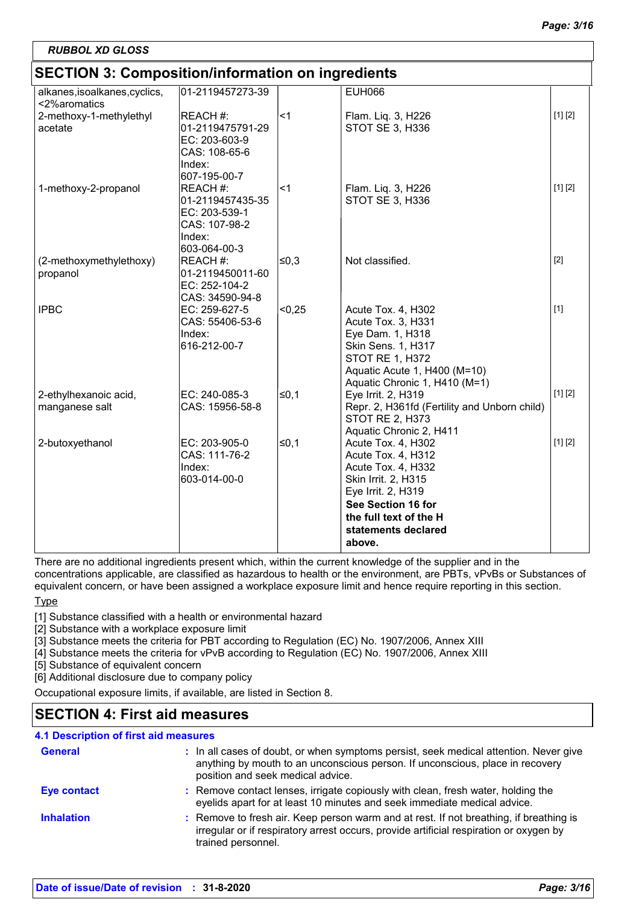## SECTION 3: Composition/information on ingredients

| | | | | |
|---|---|---|---|---|
| alkanes,isoalkanes,cyclics, <2%aromatics | 01-2119457273-39 | | EUH066 | |
| 2-methoxy-1-methylethyl acetate | REACH #: 01-2119475791-29<br>EC: 203-603-9<br>CAS: 108-65-6<br>Index: 607-195-00-7 | <1 | Flam. Liq. 3, H226<br>STOT SE 3, H336 | [1] [2] |
| 1-methoxy-2-propanol | REACH #: 01-2119457435-35<br>EC: 203-539-1<br>CAS: 107-98-2<br>Index: 603-064-00-3 | <1 | Flam. Liq. 3, H226<br>STOT SE 3, H336 | [1] [2] |
| (2-methoxymethylethoxy) propanol | REACH #: 01-2119450011-60<br>EC: 252-104-2<br>CAS: 34590-94-8 | ≤0,3 | Not classified. | [2] |
| IPBC | EC: 259-627-5<br>CAS: 55406-53-6<br>Index: 616-212-00-7 | <0,25 | Acute Tox. 4, H302<br>Acute Tox. 3, H331<br>Eye Dam. 1, H318<br>Skin Sens. 1, H317<br>STOT RE 1, H372<br>Aquatic Acute 1, H400 (M=10)<br>Aquatic Chronic 1, H410 (M=1) | [1] |
| 2-ethylhexanoic acid, manganese salt | EC: 240-085-3<br>CAS: 15956-58-8 | ≤0,1 | Eye Irrit. 2, H319<br>Repr. 2, H361fd (Fertility and Unborn child)<br>STOT RE 2, H373<br>Aquatic Chronic 2, H411 | [1] [2] |
| 2-butoxyethanol | EC: 203-905-0<br>CAS: 111-76-2<br>Index: 603-014-00-0 | ≤0,1 | Acute Tox. 4, H302<br>Acute Tox. 4, H312<br>Acute Tox. 4, H332<br>Skin Irrit. 2, H315<br>Eye Irrit. 2, H319<br>**See Section 16 for the full text of the H statements declared above.** | [1] [2] |

There are no additional ingredients present which, within the current knowledge of the supplier and in the concentrations applicable, are classified as hazardous to health or the environment, are PBTs, vPvBs or Substances of equivalent concern, or have been assigned a workplace exposure limit and hence require reporting in this section.

Type

[1] Substance classified with a health or environmental hazard
[2] Substance with a workplace exposure limit
[3] Substance meets the criteria for PBT according to Regulation (EC) No. 1907/2006, Annex XIII
[4] Substance meets the criteria for vPvB according to Regulation (EC) No. 1907/2006, Annex XIII
[5] Substance of equivalent concern
[6] Additional disclosure due to company policy

Occupational exposure limits, if available, are listed in Section 8.

## SECTION 4: First aid measures

### 4.1 Description of first aid measures

**General** : In all cases of doubt, or when symptoms persist, seek medical attention. Never give anything by mouth to an unconscious person. If unconscious, place in recovery position and seek medical advice.

**Eye contact** : Remove contact lenses, irrigate copiously with clean, fresh water, holding the eyelids apart for at least 10 minutes and seek immediate medical advice.

**Inhalation** : Remove to fresh air. Keep person warm and at rest. If not breathing, if breathing is irregular or if respiratory arrest occurs, provide artificial respiration or oxygen by trained personnel.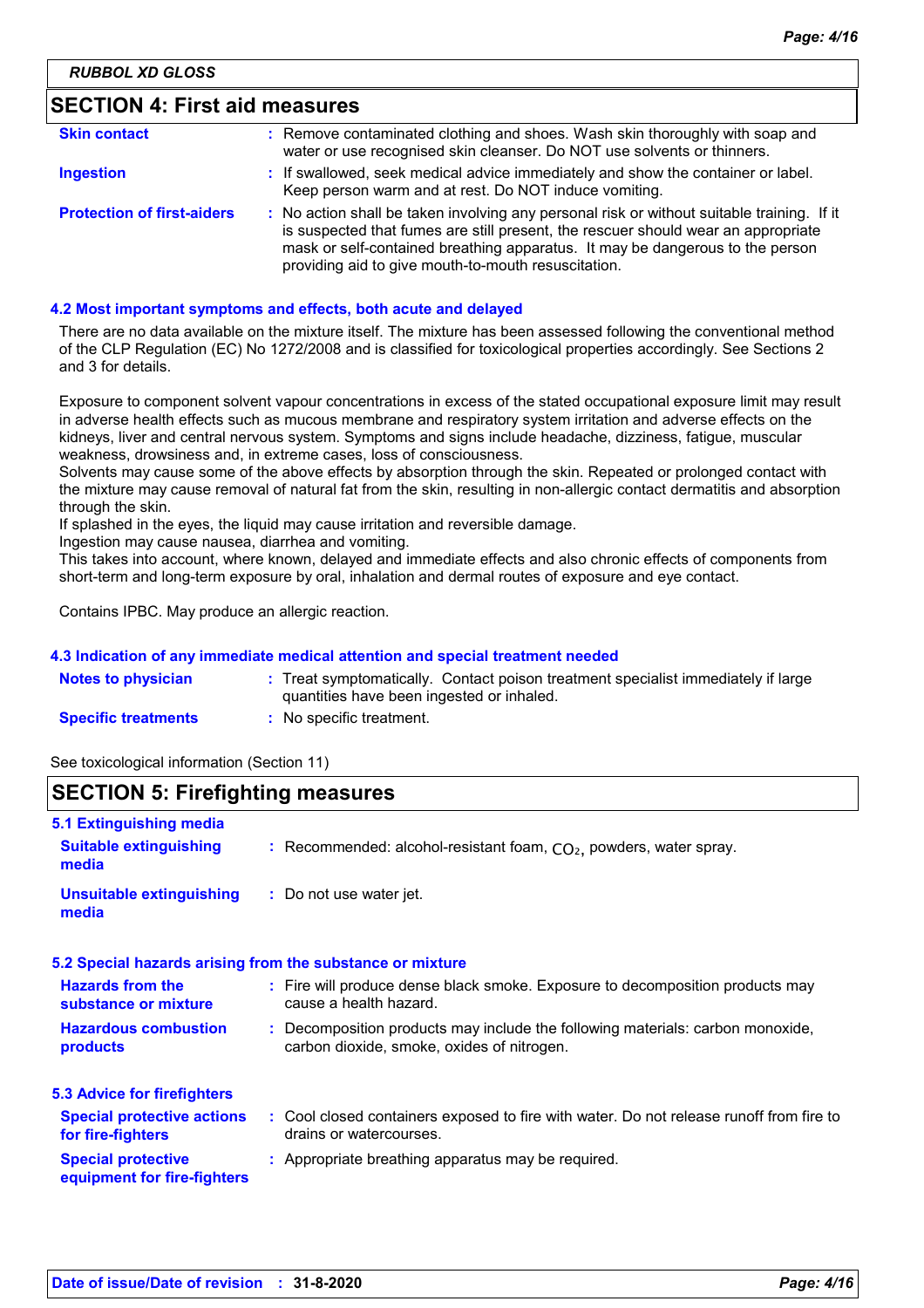## SECTION 4: First aid measures

| | |
|---|---|
| **Skin contact** | : Remove contaminated clothing and shoes. Wash skin thoroughly with soap and water or use recognised skin cleanser. Do NOT use solvents or thinners. |
| **Ingestion** | : If swallowed, seek medical advice immediately and show the container or label. Keep person warm and at rest. Do NOT induce vomiting. |
| **Protection of first-aiders** | : No action shall be taken involving any personal risk or without suitable training. If it is suspected that fumes are still present, the rescuer should wear an appropriate mask or self-contained breathing apparatus. It may be dangerous to the person providing aid to give mouth-to-mouth resuscitation. |

### 4.2 Most important symptoms and effects, both acute and delayed

There are no data available on the mixture itself. The mixture has been assessed following the conventional method of the CLP Regulation (EC) No 1272/2008 and is classified for toxicological properties accordingly. See Sections 2 and 3 for details.

Exposure to component solvent vapour concentrations in excess of the stated occupational exposure limit may result in adverse health effects such as mucous membrane and respiratory system irritation and adverse effects on the kidneys, liver and central nervous system. Symptoms and signs include headache, dizziness, fatigue, muscular weakness, drowsiness and, in extreme cases, loss of consciousness.
Solvents may cause some of the above effects by absorption through the skin. Repeated or prolonged contact with the mixture may cause removal of natural fat from the skin, resulting in non-allergic contact dermatitis and absorption through the skin.
If splashed in the eyes, the liquid may cause irritation and reversible damage.
Ingestion may cause nausea, diarrhea and vomiting.
This takes into account, where known, delayed and immediate effects and also chronic effects of components from short-term and long-term exposure by oral, inhalation and dermal routes of exposure and eye contact.

Contains IPBC. May produce an allergic reaction.

### 4.3 Indication of any immediate medical attention and special treatment needed

| | |
|---|---|
| **Notes to physician** | : Treat symptomatically. Contact poison treatment specialist immediately if large quantities have been ingested or inhaled. |
| **Specific treatments** | : No specific treatment. |

See toxicological information (Section 11)

## SECTION 5: Firefighting measures

### 5.1 Extinguishing media

| | |
|---|---|
| **Suitable extinguishing media** | : Recommended: alcohol-resistant foam, $CO_2$, powders, water spray. |
| **Unsuitable extinguishing media** | : Do not use water jet. |

### 5.2 Special hazards arising from the substance or mixture

| | |
|---|---|
| **Hazards from the substance or mixture** | : Fire will produce dense black smoke. Exposure to decomposition products may cause a health hazard. |
| **Hazardous combustion products** | : Decomposition products may include the following materials: carbon monoxide, carbon dioxide, smoke, oxides of nitrogen. |

### 5.3 Advice for firefighters

| | |
|---|---|
| **Special protective actions for fire-fighters** | : Cool closed containers exposed to fire with water. Do not release runoff from fire to drains or watercourses. |
| **Special protective equipment for fire-fighters** | : Appropriate breathing apparatus may be required. |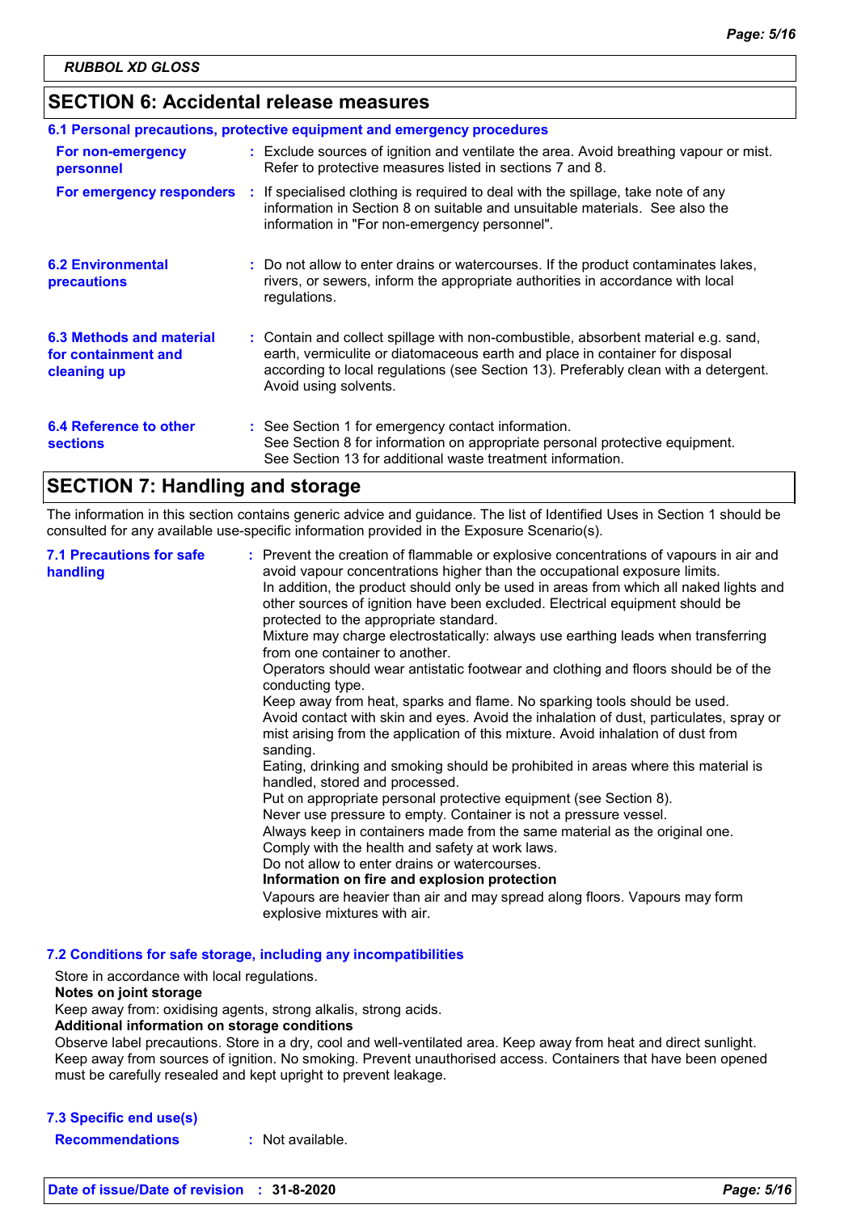RUBBOL XD GLOSS

## SECTION 6: Accidental release measures

### 6.1 Personal precautions, protective equipment and emergency procedures

**For non-emergency personnel** : Exclude sources of ignition and ventilate the area. Avoid breathing vapour or mist. Refer to protective measures listed in sections 7 and 8.

**For emergency responders** : If specialised clothing is required to deal with the spillage, take note of any information in Section 8 on suitable and unsuitable materials. See also the information in "For non-emergency personnel".

### 6.2 Environmental precautions

: Do not allow to enter drains or watercourses. If the product contaminates lakes, rivers, or sewers, inform the appropriate authorities in accordance with local regulations.

### 6.3 Methods and material for containment and cleaning up

: Contain and collect spillage with non-combustible, absorbent material e.g. sand, earth, vermiculite or diatomaceous earth and place in container for disposal according to local regulations (see Section 13). Preferably clean with a detergent. Avoid using solvents.

### 6.4 Reference to other sections

: See Section 1 for emergency contact information.
See Section 8 for information on appropriate personal protective equipment.
See Section 13 for additional waste treatment information.

## SECTION 7: Handling and storage

The information in this section contains generic advice and guidance. The list of Identified Uses in Section 1 should be consulted for any available use-specific information provided in the Exposure Scenario(s).

### 7.1 Precautions for safe handling

: Prevent the creation of flammable or explosive concentrations of vapours in air and avoid vapour concentrations higher than the occupational exposure limits.
In addition, the product should only be used in areas from which all naked lights and other sources of ignition have been excluded. Electrical equipment should be protected to the appropriate standard.
Mixture may charge electrostatically: always use earthing leads when transferring from one container to another.
Operators should wear antistatic footwear and clothing and floors should be of the conducting type.
Keep away from heat, sparks and flame. No sparking tools should be used.
Avoid contact with skin and eyes. Avoid the inhalation of dust, particulates, spray or mist arising from the application of this mixture. Avoid inhalation of dust from sanding.
Eating, drinking and smoking should be prohibited in areas where this material is handled, stored and processed.
Put on appropriate personal protective equipment (see Section 8).
Never use pressure to empty. Container is not a pressure vessel.
Always keep in containers made from the same material as the original one.
Comply with the health and safety at work laws.
Do not allow to enter drains or watercourses.

**Information on fire and explosion protection**

Vapours are heavier than air and may spread along floors. Vapours may form explosive mixtures with air.

### 7.2 Conditions for safe storage, including any incompatibilities

Store in accordance with local regulations.

**Notes on joint storage**

Keep away from: oxidising agents, strong alkalis, strong acids.

**Additional information on storage conditions**

Observe label precautions. Store in a dry, cool and well-ventilated area. Keep away from heat and direct sunlight. Keep away from sources of ignition. No smoking. Prevent unauthorised access. Containers that have been opened must be carefully resealed and kept upright to prevent leakage.

### 7.3 Specific end use(s)

**Recommendations** : Not available.

Date of issue/Date of revision : 31-8-2020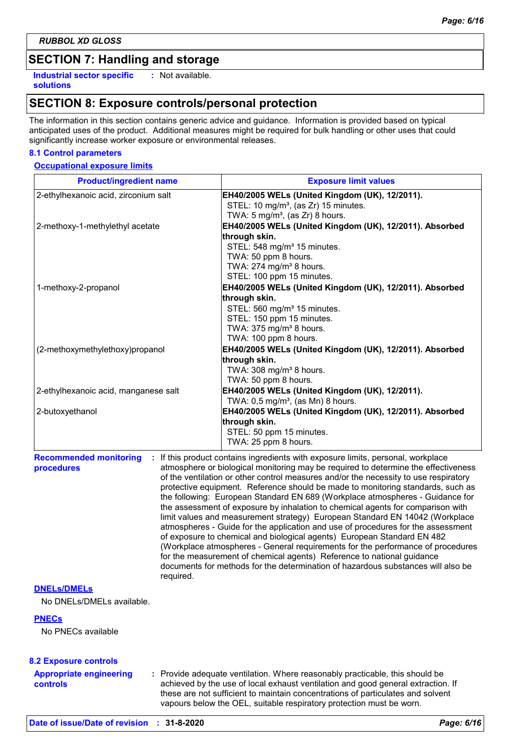RUBBOL XD GLOSS

## SECTION 7: Handling and storage

**Industrial sector specific solutions** : Not available.

## SECTION 8: Exposure controls/personal protection

The information in this section contains generic advice and guidance. Information is provided based on typical anticipated uses of the product. Additional measures might be required for bulk handling or other uses that could significantly increase worker exposure or environmental releases.

### 8.1 Control parameters

**Occupational exposure limits**

| Product/ingredient name | Exposure limit values |
|---|---|
| 2-ethylhexanoic acid, zirconium salt | **EH40/2005 WELs (United Kingdom (UK), 12/2011).**<br>STEL: 10 mg/m³, (as Zr) 15 minutes.<br>TWA: 5 mg/m³, (as Zr) 8 hours. |
| 2-methoxy-1-methylethyl acetate | **EH40/2005 WELs (United Kingdom (UK), 12/2011). Absorbed through skin.**<br>STEL: 548 mg/m³ 15 minutes.<br>TWA: 50 ppm 8 hours.<br>TWA: 274 mg/m³ 8 hours.<br>STEL: 100 ppm 15 minutes. |
| 1-methoxy-2-propanol | **EH40/2005 WELs (United Kingdom (UK), 12/2011). Absorbed through skin.**<br>STEL: 560 mg/m³ 15 minutes.<br>STEL: 150 ppm 15 minutes.<br>TWA: 375 mg/m³ 8 hours.<br>TWA: 100 ppm 8 hours. |
| (2-methoxymethylethoxy)propanol | **EH40/2005 WELs (United Kingdom (UK), 12/2011). Absorbed through skin.**<br>TWA: 308 mg/m³ 8 hours.<br>TWA: 50 ppm 8 hours. |
| 2-ethylhexanoic acid, manganese salt | **EH40/2005 WELs (United Kingdom (UK), 12/2011).**<br>TWA: 0,5 mg/m³, (as Mn) 8 hours. |
| 2-butoxyethanol | **EH40/2005 WELs (United Kingdom (UK), 12/2011). Absorbed through skin.**<br>STEL: 50 ppm 15 minutes.<br>TWA: 25 ppm 8 hours. |

**Recommended monitoring procedures** : If this product contains ingredients with exposure limits, personal, workplace atmosphere or biological monitoring may be required to determine the effectiveness of the ventilation or other control measures and/or the necessity to use respiratory protective equipment. Reference should be made to monitoring standards, such as the following: European Standard EN 689 (Workplace atmospheres - Guidance for the assessment of exposure by inhalation to chemical agents for comparison with limit values and measurement strategy) European Standard EN 14042 (Workplace atmospheres - Guide for the application and use of procedures for the assessment of exposure to chemical and biological agents) European Standard EN 482 (Workplace atmospheres - General requirements for the performance of procedures for the measurement of chemical agents) Reference to national guidance documents for methods for the determination of hazardous substances will also be required.

**DNELs/DMELs**

No DNELs/DMELs available.

**PNECs**

No PNECs available

### 8.2 Exposure controls

**Appropriate engineering controls** : Provide adequate ventilation. Where reasonably practicable, this should be achieved by the use of local exhaust ventilation and good general extraction. If these are not sufficient to maintain concentrations of particulates and solvent vapours below the OEL, suitable respiratory protection must be worn.

**Date of issue/Date of revision** : **31-8-2020**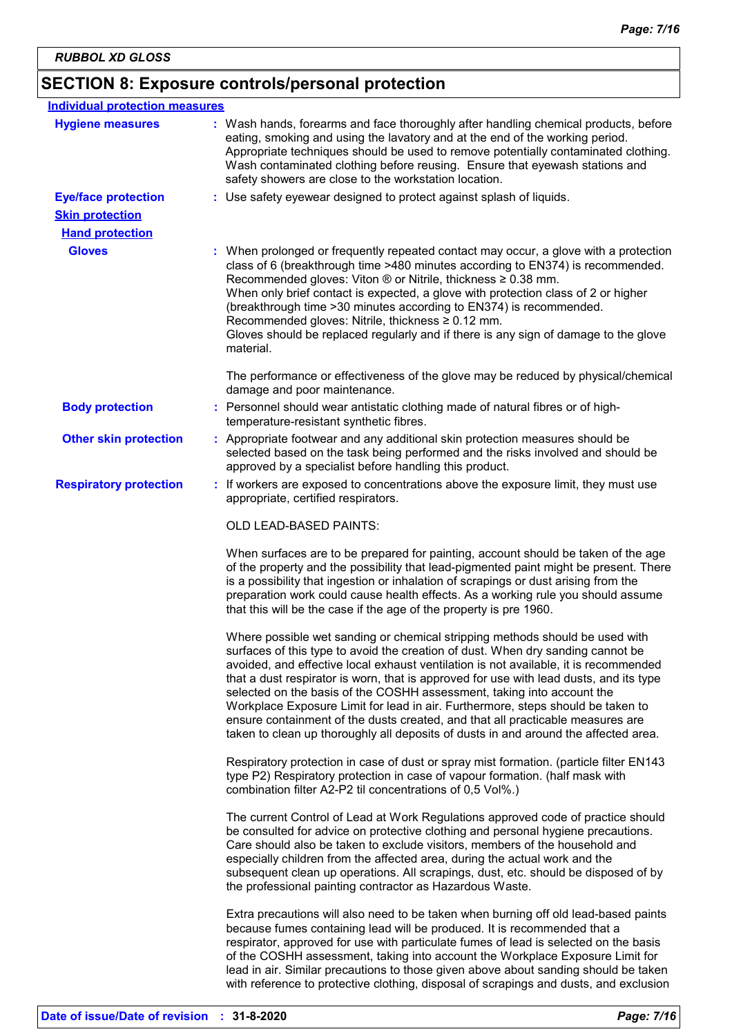## SECTION 8: Exposure controls/personal protection

**Individual protection measures**

**Hygiene measures** : Wash hands, forearms and face thoroughly after handling chemical products, before eating, smoking and using the lavatory and at the end of the working period. Appropriate techniques should be used to remove potentially contaminated clothing. Wash contaminated clothing before reusing. Ensure that eyewash stations and safety showers are close to the workstation location.

**Eye/face protection** : Use safety eyewear designed to protect against splash of liquids.

**Skin protection**

**Hand protection**

**Gloves** : When prolonged or frequently repeated contact may occur, a glove with a protection class of 6 (breakthrough time >480 minutes according to EN374) is recommended. Recommended gloves: Viton ® or Nitrile, thickness ≥ 0.38 mm. When only brief contact is expected, a glove with protection class of 2 or higher (breakthrough time >30 minutes according to EN374) is recommended. Recommended gloves: Nitrile, thickness ≥ 0.12 mm. Gloves should be replaced regularly and if there is any sign of damage to the glove material.

The performance or effectiveness of the glove may be reduced by physical/chemical damage and poor maintenance.

**Body protection** : Personnel should wear antistatic clothing made of natural fibres or of high-temperature-resistant synthetic fibres.

**Other skin protection** : Appropriate footwear and any additional skin protection measures should be selected based on the task being performed and the risks involved and should be approved by a specialist before handling this product.

**Respiratory protection** : If workers are exposed to concentrations above the exposure limit, they must use appropriate, certified respirators.

OLD LEAD-BASED PAINTS:

When surfaces are to be prepared for painting, account should be taken of the age of the property and the possibility that lead-pigmented paint might be present. There is a possibility that ingestion or inhalation of scrapings or dust arising from the preparation work could cause health effects. As a working rule you should assume that this will be the case if the age of the property is pre 1960.

Where possible wet sanding or chemical stripping methods should be used with surfaces of this type to avoid the creation of dust. When dry sanding cannot be avoided, and effective local exhaust ventilation is not available, it is recommended that a dust respirator is worn, that is approved for use with lead dusts, and its type selected on the basis of the COSHH assessment, taking into account the Workplace Exposure Limit for lead in air. Furthermore, steps should be taken to ensure containment of the dusts created, and that all practicable measures are taken to clean up thoroughly all deposits of dusts in and around the affected area.

Respiratory protection in case of dust or spray mist formation. (particle filter EN143 type P2) Respiratory protection in case of vapour formation. (half mask with combination filter A2-P2 til concentrations of 0,5 Vol%.)

The current Control of Lead at Work Regulations approved code of practice should be consulted for advice on protective clothing and personal hygiene precautions. Care should also be taken to exclude visitors, members of the household and especially children from the affected area, during the actual work and the subsequent clean up operations. All scrapings, dust, etc. should be disposed of by the professional painting contractor as Hazardous Waste.

Extra precautions will also need to be taken when burning off old lead-based paints because fumes containing lead will be produced. It is recommended that a respirator, approved for use with particulate fumes of lead is selected on the basis of the COSHH assessment, taking into account the Workplace Exposure Limit for lead in air. Similar precautions to those given above about sanding should be taken with reference to protective clothing, disposal of scrapings and dusts, and exclusion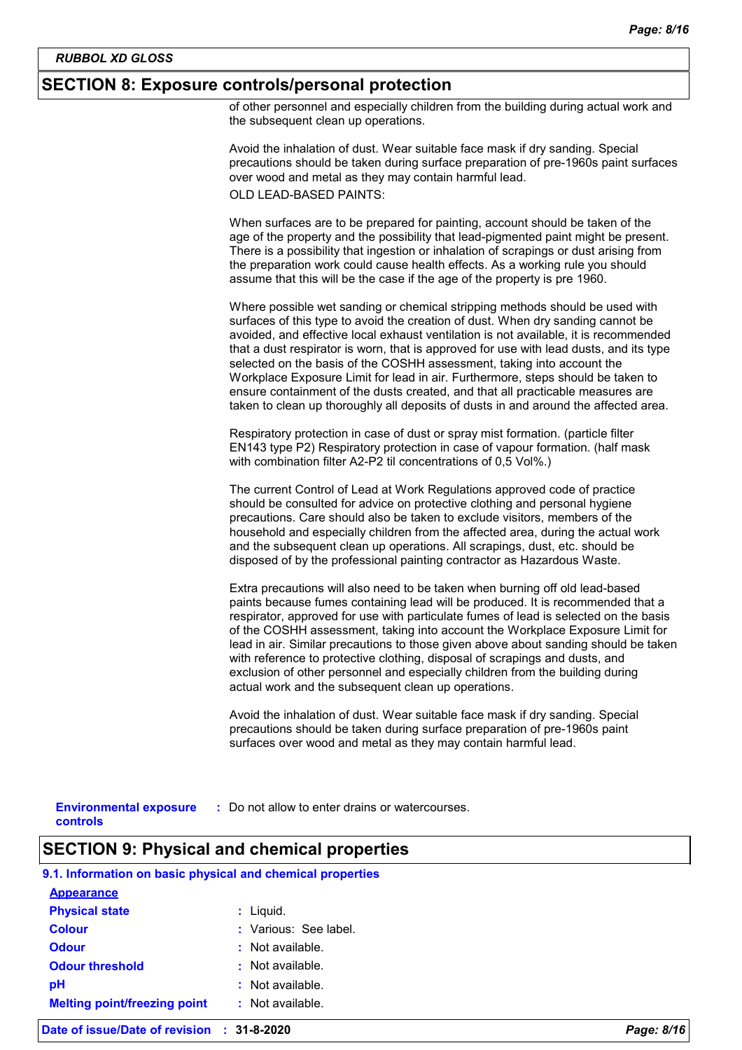## SECTION 8: Exposure controls/personal protection

of other personnel and especially children from the building during actual work and the subsequent clean up operations.

Avoid the inhalation of dust. Wear suitable face mask if dry sanding. Special precautions should be taken during surface preparation of pre-1960s paint surfaces over wood and metal as they may contain harmful lead.

OLD LEAD-BASED PAINTS:

When surfaces are to be prepared for painting, account should be taken of the age of the property and the possibility that lead-pigmented paint might be present. There is a possibility that ingestion or inhalation of scrapings or dust arising from the preparation work could cause health effects. As a working rule you should assume that this will be the case if the age of the property is pre 1960.

Where possible wet sanding or chemical stripping methods should be used with surfaces of this type to avoid the creation of dust. When dry sanding cannot be avoided, and effective local exhaust ventilation is not available, it is recommended that a dust respirator is worn, that is approved for use with lead dusts, and its type selected on the basis of the COSHH assessment, taking into account the Workplace Exposure Limit for lead in air. Furthermore, steps should be taken to ensure containment of the dusts created, and that all practicable measures are taken to clean up thoroughly all deposits of dusts in and around the affected area.

Respiratory protection in case of dust or spray mist formation. (particle filter EN143 type P2) Respiratory protection in case of vapour formation. (half mask with combination filter A2-P2 til concentrations of 0,5 Vol%.)

The current Control of Lead at Work Regulations approved code of practice should be consulted for advice on protective clothing and personal hygiene precautions. Care should also be taken to exclude visitors, members of the household and especially children from the affected area, during the actual work and the subsequent clean up operations. All scrapings, dust, etc. should be disposed of by the professional painting contractor as Hazardous Waste.

Extra precautions will also need to be taken when burning off old lead-based paints because fumes containing lead will be produced. It is recommended that a respirator, approved for use with particulate fumes of lead is selected on the basis of the COSHH assessment, taking into account the Workplace Exposure Limit for lead in air. Similar precautions to those given above about sanding should be taken with reference to protective clothing, disposal of scrapings and dusts, and exclusion of other personnel and especially children from the building during actual work and the subsequent clean up operations.

Avoid the inhalation of dust. Wear suitable face mask if dry sanding. Special precautions should be taken during surface preparation of pre-1960s paint surfaces over wood and metal as they may contain harmful lead.

**Environmental exposure controls** : Do not allow to enter drains or watercourses.

## SECTION 9: Physical and chemical properties

### 9.1. Information on basic physical and chemical properties

**Appearance**

| | |
|---|---|
| **Physical state** | : Liquid. |
| **Colour** | : Various: See label. |
| **Odour** | : Not available. |
| **Odour threshold** | : Not available. |
| **pH** | : Not available. |
| **Melting point/freezing point** | : Not available. |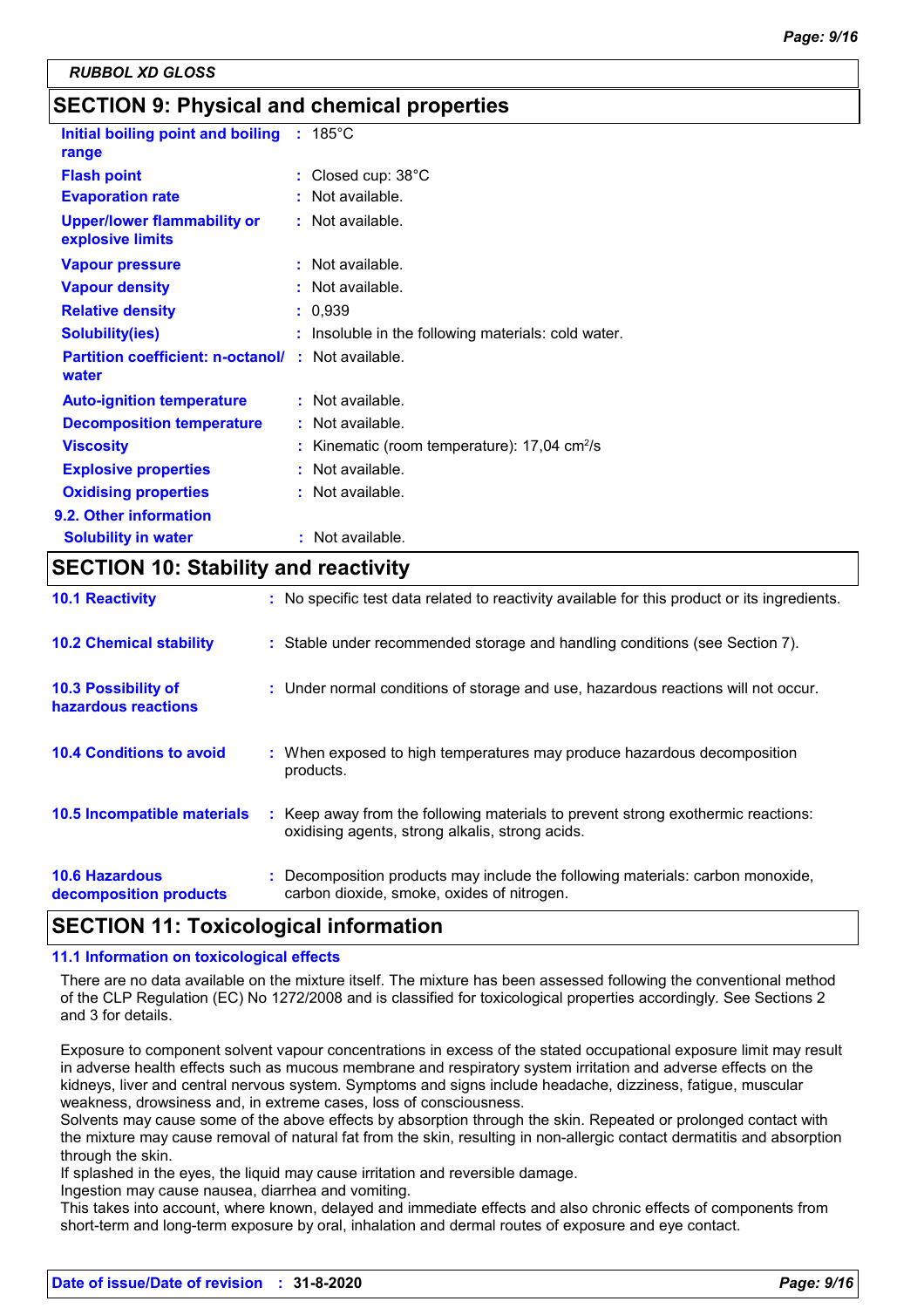RUBBOL XD GLOSS

## SECTION 9: Physical and chemical properties

| | |
|---|---|
| **Initial boiling point and boiling range** | : 185°C |
| **Flash point** | : Closed cup: 38°C |
| **Evaporation rate** | : Not available. |
| **Upper/lower flammability or explosive limits** | : Not available. |
| **Vapour pressure** | : Not available. |
| **Vapour density** | : Not available. |
| **Relative density** | : 0,939 |
| **Solubility(ies)** | : Insoluble in the following materials: cold water. |
| **Partition coefficient: n-octanol/ water** | : Not available. |
| **Auto-ignition temperature** | : Not available. |
| **Decomposition temperature** | : Not available. |
| **Viscosity** | : Kinematic (room temperature): 17,04 $cm^2/s$ |
| **Explosive properties** | : Not available. |
| **Oxidising properties** | : Not available. |

**9.2. Other information**

| | |
|---|---|
| **Solubility in water** | : Not available. |

## SECTION 10: Stability and reactivity

| | |
|---|---|
| **10.1 Reactivity** | : No specific test data related to reactivity available for this product or its ingredients. |
| **10.2 Chemical stability** | : Stable under recommended storage and handling conditions (see Section 7). |
| **10.3 Possibility of hazardous reactions** | : Under normal conditions of storage and use, hazardous reactions will not occur. |
| **10.4 Conditions to avoid** | : When exposed to high temperatures may produce hazardous decomposition products. |
| **10.5 Incompatible materials** | : Keep away from the following materials to prevent strong exothermic reactions: oxidising agents, strong alkalis, strong acids. |
| **10.6 Hazardous decomposition products** | : Decomposition products may include the following materials: carbon monoxide, carbon dioxide, smoke, oxides of nitrogen. |

## SECTION 11: Toxicological information

**11.1 Information on toxicological effects**

There are no data available on the mixture itself. The mixture has been assessed following the conventional method of the CLP Regulation (EC) No 1272/2008 and is classified for toxicological properties accordingly. See Sections 2 and 3 for details.

Exposure to component solvent vapour concentrations in excess of the stated occupational exposure limit may result in adverse health effects such as mucous membrane and respiratory system irritation and adverse effects on the kidneys, liver and central nervous system. Symptoms and signs include headache, dizziness, fatigue, muscular weakness, drowsiness and, in extreme cases, loss of consciousness.
Solvents may cause some of the above effects by absorption through the skin. Repeated or prolonged contact with the mixture may cause removal of natural fat from the skin, resulting in non-allergic contact dermatitis and absorption through the skin.
If splashed in the eyes, the liquid may cause irritation and reversible damage.
Ingestion may cause nausea, diarrhea and vomiting.
This takes into account, where known, delayed and immediate effects and also chronic effects of components from short-term and long-term exposure by oral, inhalation and dermal routes of exposure and eye contact.

**Date of issue/Date of revision** : **31-8-2020**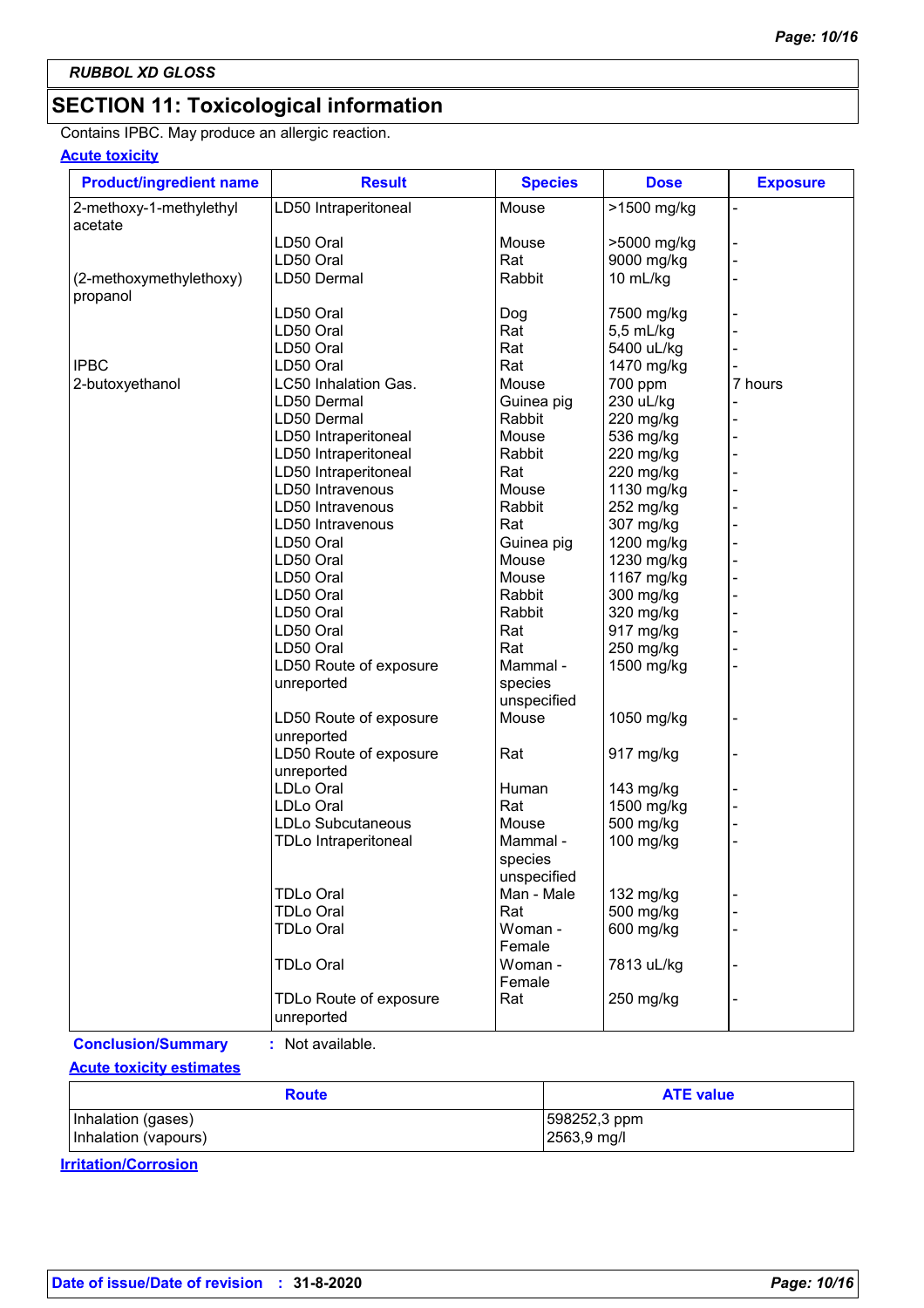RUBBOL XD GLOSS

## SECTION 11: Toxicological information

Contains IPBC. May produce an allergic reaction.

### Acute toxicity

| Product/ingredient name | Result | Species | Dose | Exposure |
|---|---|---|---|---|
| 2-methoxy-1-methylethyl acetate | LD50 Intraperitoneal | Mouse | >1500 mg/kg | - |
| | LD50 Oral | Mouse | >5000 mg/kg | - |
| | LD50 Oral | Rat | 9000 mg/kg | - |
| (2-methoxymethylethoxy) propanol | LD50 Dermal | Rabbit | 10 mL/kg | - |
| | LD50 Oral | Dog | 7500 mg/kg | - |
| | LD50 Oral | Rat | 5,5 mL/kg | - |
| | LD50 Oral | Rat | 5400 uL/kg | - |
| IPBC | LD50 Oral | Rat | 1470 mg/kg | - |
| 2-butoxyethanol | LC50 Inhalation Gas. | Mouse | 700 ppm | 7 hours |
| | LD50 Dermal | Guinea pig | 230 uL/kg | - |
| | LD50 Dermal | Rabbit | 220 mg/kg | - |
| | LD50 Intraperitoneal | Mouse | 536 mg/kg | - |
| | LD50 Intraperitoneal | Rabbit | 220 mg/kg | - |
| | LD50 Intraperitoneal | Rat | 220 mg/kg | - |
| | LD50 Intravenous | Mouse | 1130 mg/kg | - |
| | LD50 Intravenous | Rabbit | 252 mg/kg | - |
| | LD50 Intravenous | Rat | 307 mg/kg | - |
| | LD50 Oral | Guinea pig | 1200 mg/kg | - |
| | LD50 Oral | Mouse | 1230 mg/kg | - |
| | LD50 Oral | Mouse | 1167 mg/kg | - |
| | LD50 Oral | Rabbit | 300 mg/kg | - |
| | LD50 Oral | Rabbit | 320 mg/kg | - |
| | LD50 Oral | Rat | 917 mg/kg | - |
| | LD50 Oral | Rat | 250 mg/kg | - |
| | LD50 Route of exposure unreported | Mammal - species unspecified | 1500 mg/kg | - |
| | LD50 Route of exposure unreported | Mouse | 1050 mg/kg | - |
| | LD50 Route of exposure unreported | Rat | 917 mg/kg | - |
| | LDLo Oral | Human | 143 mg/kg | - |
| | LDLo Oral | Rat | 1500 mg/kg | - |
| | LDLo Subcutaneous | Mouse | 500 mg/kg | - |
| | TDLo Intraperitoneal | Mammal - species unspecified | 100 mg/kg | - |
| | TDLo Oral | Man - Male | 132 mg/kg | - |
| | TDLo Oral | Rat | 500 mg/kg | - |
| | TDLo Oral | Woman - Female | 600 mg/kg | - |
| | TDLo Oral | Woman - Female | 7813 uL/kg | - |
| | TDLo Route of exposure unreported | Rat | 250 mg/kg | - |

**Conclusion/Summary** : Not available.

### Acute toxicity estimates

| Route | ATE value |
|---|---|
| Inhalation (gases) | 598252,3 ppm |
| Inhalation (vapours) | 2563,9 mg/l |

### Irritation/Corrosion

Date of issue/Date of revision : 31-8-2020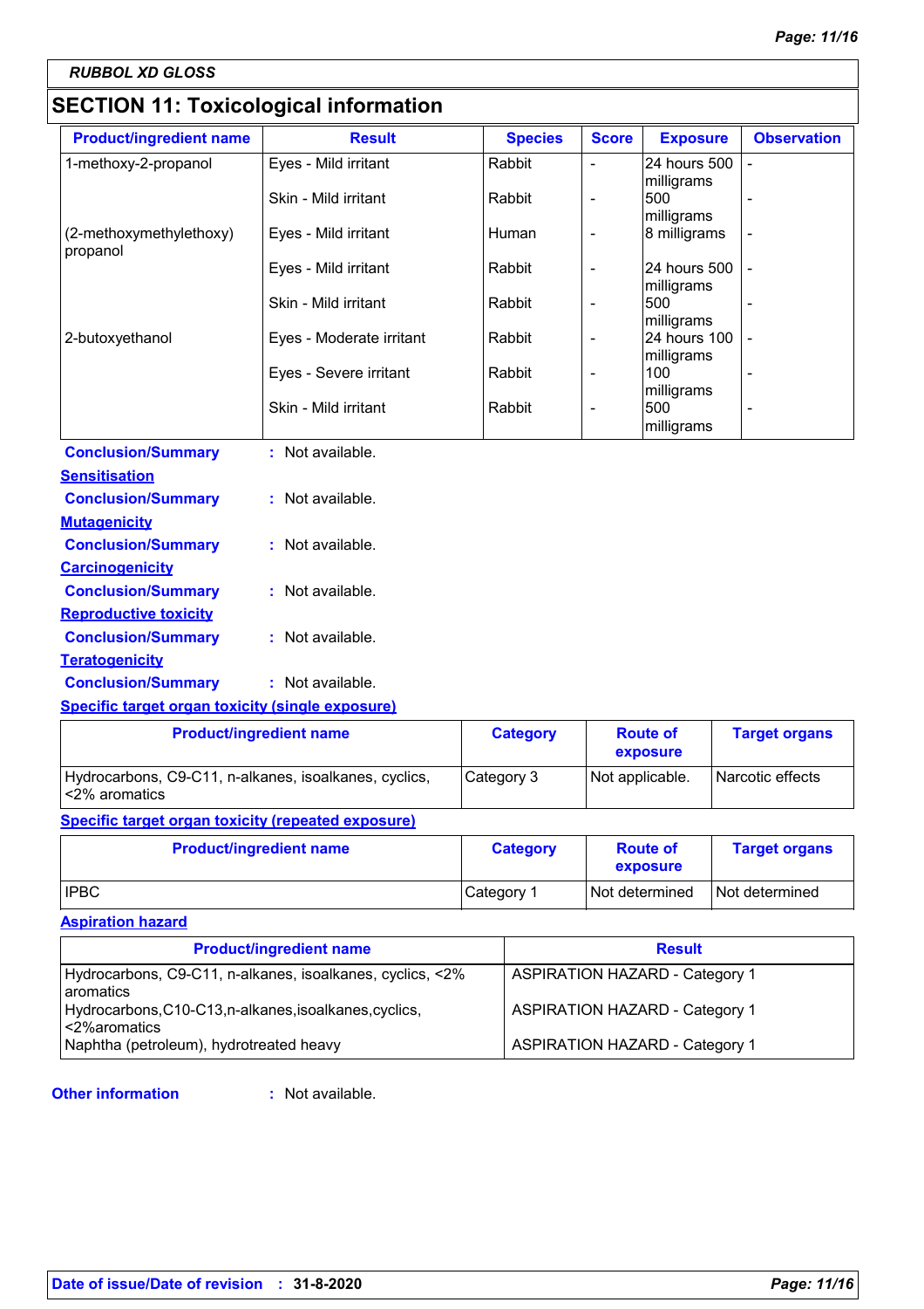RUBBOL XD GLOSS

## SECTION 11: Toxicological information

| Product/ingredient name | Result | Species | Score | Exposure | Observation |
|---|---|---|---|---|---|
| 1-methoxy-2-propanol | Eyes - Mild irritant | Rabbit | - | 24 hours 500 milligrams | - |
| | Skin - Mild irritant | Rabbit | - | 500 milligrams | - |
| (2-methoxymethylethoxy) propanol | Eyes - Mild irritant | Human | - | 8 milligrams | - |
| | Eyes - Mild irritant | Rabbit | - | 24 hours 500 milligrams | - |
| | Skin - Mild irritant | Rabbit | - | 500 milligrams | - |
| 2-butoxyethanol | Eyes - Moderate irritant | Rabbit | - | 24 hours 100 milligrams | - |
| | Eyes - Severe irritant | Rabbit | - | 100 milligrams | - |
| | Skin - Mild irritant | Rabbit | - | 500 milligrams | - |

**Conclusion/Summary** : Not available.

**Sensitisation**

**Conclusion/Summary** : Not available.

**Mutagenicity**

**Conclusion/Summary** : Not available.

**Carcinogenicity**

**Conclusion/Summary** : Not available.

**Reproductive toxicity**

**Conclusion/Summary** : Not available.

**Teratogenicity**

**Conclusion/Summary** : Not available.

**Specific target organ toxicity (single exposure)**

| Product/ingredient name | Category | Route of exposure | Target organs |
|---|---|---|---|
| Hydrocarbons, C9-C11, n-alkanes, isoalkanes, cyclics, <2% aromatics | Category 3 | Not applicable. | Narcotic effects |

**Specific target organ toxicity (repeated exposure)**

| Product/ingredient name | Category | Route of exposure | Target organs |
|---|---|---|---|
| IPBC | Category 1 | Not determined | Not determined |

**Aspiration hazard**

| Product/ingredient name | Result |
|---|---|
| Hydrocarbons, C9-C11, n-alkanes, isoalkanes, cyclics, <2% aromatics | ASPIRATION HAZARD - Category 1 |
| Hydrocarbons,C10-C13,n-alkanes,isoalkanes,cyclics, <2%aromatics | ASPIRATION HAZARD - Category 1 |
| Naphtha (petroleum), hydrotreated heavy | ASPIRATION HAZARD - Category 1 |

**Other information** : Not available.

**Date of issue/Date of revision** : **31-8-2020**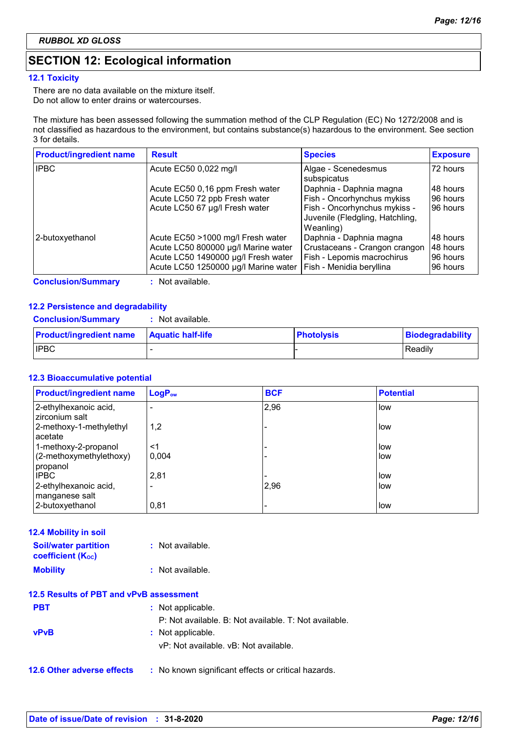RUBBOL XD GLOSS

## SECTION 12: Ecological information

### 12.1 Toxicity

There are no data available on the mixture itself.
Do not allow to enter drains or watercourses.

The mixture has been assessed following the summation method of the CLP Regulation (EC) No 1272/2008 and is not classified as hazardous to the environment, but contains substance(s) hazardous to the environment. See section 3 for details.

| Product/ingredient name | Result | Species | Exposure |
|---|---|---|---|
| IPBC | Acute EC50 0,022 mg/l | Algae - Scenedesmus subspicatus | 72 hours |
| | Acute EC50 0,16 ppm Fresh water | Daphnia - Daphnia magna | 48 hours |
| | Acute LC50 72 ppb Fresh water | Fish - Oncorhynchus mykiss | 96 hours |
| | Acute LC50 67 µg/l Fresh water | Fish - Oncorhynchus mykiss - Juvenile (Fledgling, Hatchling, Weanling) | 96 hours |
| 2-butoxyethanol | Acute EC50 >1000 mg/l Fresh water | Daphnia - Daphnia magna | 48 hours |
| | Acute LC50 800000 µg/l Marine water | Crustaceans - Crangon crangon | 48 hours |
| | Acute LC50 1490000 µg/l Fresh water | Fish - Lepomis macrochirus | 96 hours |
| | Acute LC50 1250000 µg/l Marine water | Fish - Menidia beryllina | 96 hours |

**Conclusion/Summary** : Not available.

### 12.2 Persistence and degradability

**Conclusion/Summary** : Not available.

| Product/ingredient name | Aquatic half-life | Photolysis | Biodegradability |
|---|---|---|---|
| IPBC | - | - | Readily |

### 12.3 Bioaccumulative potential

| Product/ingredient name | $LogP_{ow}$ | BCF | Potential |
|---|---|---|---|
| 2-ethylhexanoic acid, zirconium salt | - | 2,96 | low |
| 2-methoxy-1-methylethyl acetate | 1,2 | - | low |
| 1-methoxy-2-propanol | <1 | - | low |
| (2-methoxymethylethoxy) propanol | 0,004 | - | low |
| IPBC | 2,81 | - | low |
| 2-ethylhexanoic acid, manganese salt | - | 2,96 | low |
| 2-butoxyethanol | 0,81 | - | low |

### 12.4 Mobility in soil

**Soil/water partition coefficient ($K_{OC}$)** : Not available.

**Mobility** : Not available.

### 12.5 Results of PBT and vPvB assessment

**PBT** : Not applicable.
P: Not available. B: Not available. T: Not available.

**vPvB** : Not applicable.
vP: Not available. vB: Not available.

**12.6 Other adverse effects** : No known significant effects or critical hazards.

**Date of issue/Date of revision** : 31-8-2020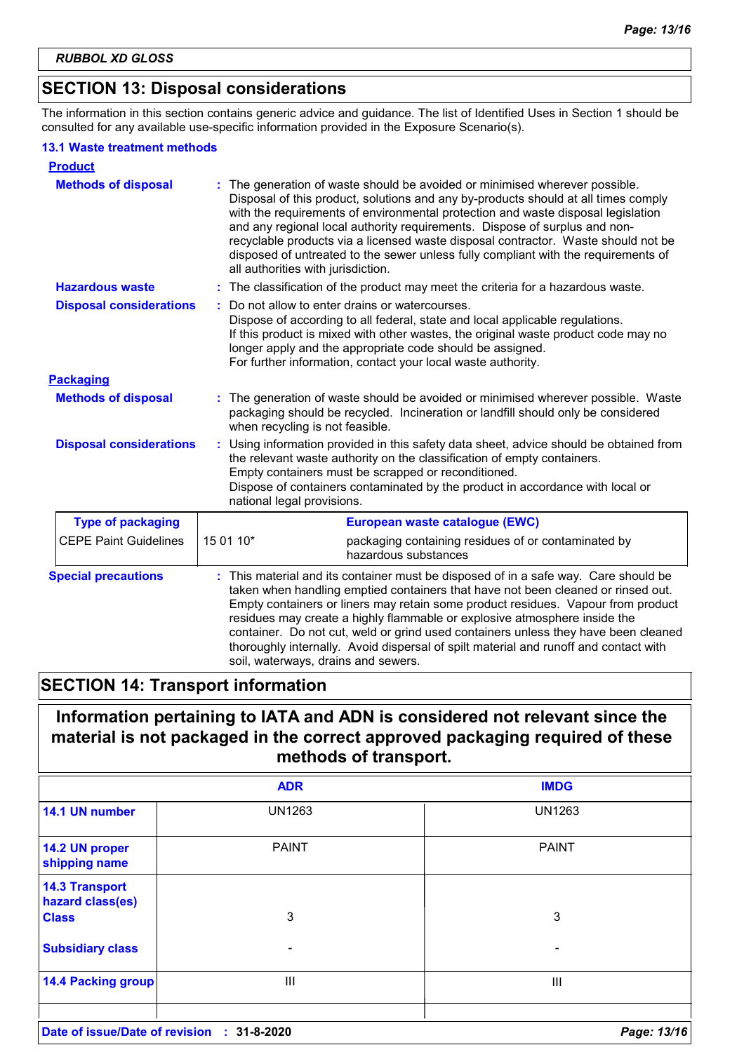**RUBBOL XD GLOSS**

## SECTION 13: Disposal considerations

The information in this section contains generic advice and guidance. The list of Identified Uses in Section 1 should be consulted for any available use-specific information provided in the Exposure Scenario(s).

### 13.1 Waste treatment methods

**Product**

**Methods of disposal** : The generation of waste should be avoided or minimised wherever possible. Disposal of this product, solutions and any by-products should at all times comply with the requirements of environmental protection and waste disposal legislation and any regional local authority requirements. Dispose of surplus and non-recyclable products via a licensed waste disposal contractor. Waste should not be disposed of untreated to the sewer unless fully compliant with the requirements of all authorities with jurisdiction.

**Hazardous waste** : The classification of the product may meet the criteria for a hazardous waste.

**Disposal considerations** : Do not allow to enter drains or watercourses.
Dispose of according to all federal, state and local applicable regulations.
If this product is mixed with other wastes, the original waste product code may no longer apply and the appropriate code should be assigned.
For further information, contact your local waste authority.

**Packaging**

**Methods of disposal** : The generation of waste should be avoided or minimised wherever possible. Waste packaging should be recycled. Incineration or landfill should only be considered when recycling is not feasible.

**Disposal considerations** : Using information provided in this safety data sheet, advice should be obtained from the relevant waste authority on the classification of empty containers.
Empty containers must be scrapped or reconditioned.
Dispose of containers contaminated by the product in accordance with local or national legal provisions.

| Type of packaging | European waste catalogue (EWC) | |
|---|---|---|
| CEPE Paint Guidelines | 15 01 10* | packaging containing residues of or contaminated by hazardous substances |

**Special precautions** : This material and its container must be disposed of in a safe way. Care should be taken when handling emptied containers that have not been cleaned or rinsed out. Empty containers or liners may retain some product residues. Vapour from product residues may create a highly flammable or explosive atmosphere inside the container. Do not cut, weld or grind used containers unless they have been cleaned thoroughly internally. Avoid dispersal of spilt material and runoff and contact with soil, waterways, drains and sewers.

## SECTION 14: Transport information

**Information pertaining to IATA and ADN is considered not relevant since the material is not packaged in the correct approved packaging required of these methods of transport.**

| | ADR | IMDG |
|---|---|---|
| **14.1 UN number** | UN1263 | UN1263 |
| **14.2 UN proper shipping name** | PAINT | PAINT |
| **14.3 Transport hazard class(es)** Class | 3 | 3 |
| Subsidiary class | - | - |
| **14.4 Packing group** | III | III |

**Date of issue/Date of revision** : **31-8-2020**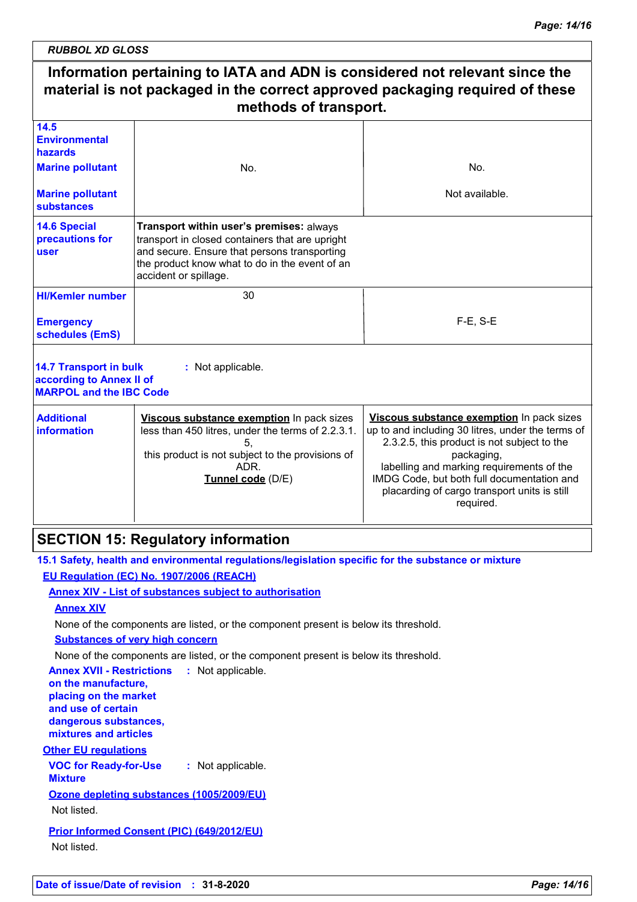**Information pertaining to IATA and ADN is considered not relevant since the material is not packaged in the correct approved packaging required of these methods of transport.**

| | | |
|---|---|---|
| **14.5 Environmental hazards** **Marine pollutant** | No. | No. |
| **Marine pollutant substances** | | Not available. |
| **14.6 Special precautions for user** | **Transport within user's premises:** always transport in closed containers that are upright and secure. Ensure that persons transporting the product know what to do in the event of an accident or spillage. | |
| **HI/Kemler number** | 30 | |
| **Emergency schedules (EmS)** | | F-E, S-E |
| **14.7 Transport in bulk according to Annex II of MARPOL and the IBC Code** | : Not applicable. | |
| **Additional information** | **Viscous substance exemption** In pack sizes less than 450 litres, under the terms of 2.2.3.1.5, this product is not subject to the provisions of ADR. **Tunnel code** (D/E) | **Viscous substance exemption** In pack sizes up to and including 30 litres, under the terms of 2.3.2.5, this product is not subject to the packaging, labelling and marking requirements of the IMDG Code, but both full documentation and placarding of cargo transport units is still required. |

## SECTION 15: Regulatory information

### 15.1 Safety, health and environmental regulations/legislation specific for the substance or mixture

**EU Regulation (EC) No. 1907/2006 (REACH)**

**Annex XIV - List of substances subject to authorisation**

**Annex XIV**

None of the components are listed, or the component present is below its threshold.

**Substances of very high concern**

None of the components are listed, or the component present is below its threshold.

**Annex XVII - Restrictions on the manufacture, placing on the market and use of certain dangerous substances, mixtures and articles** : Not applicable.

**Other EU regulations**

**VOC for Ready-for-Use Mixture** : Not applicable.

**Ozone depleting substances (1005/2009/EU)**

Not listed.

**Prior Informed Consent (PIC) (649/2012/EU)**

Not listed.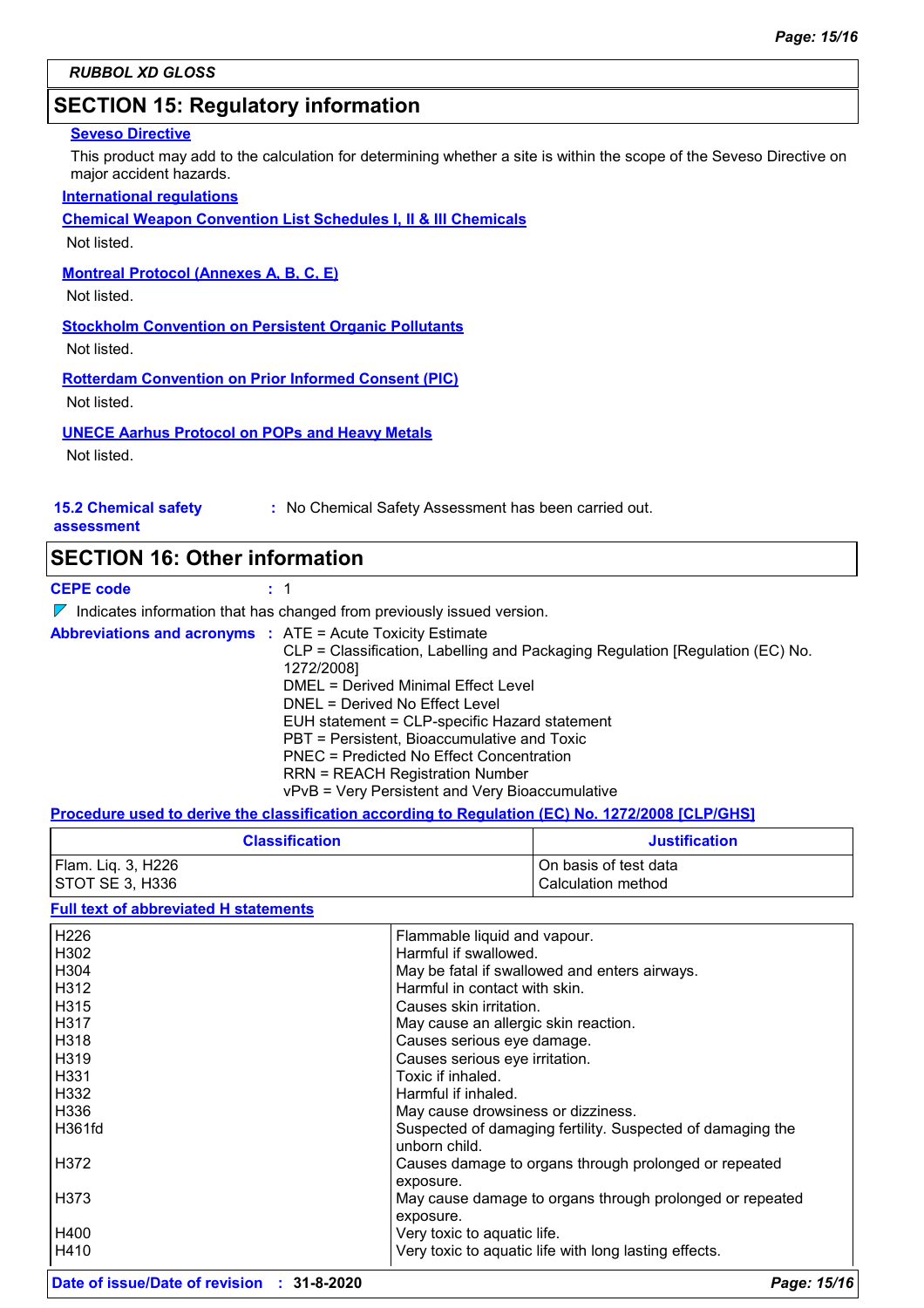RUBBOL XD GLOSS

## SECTION 15: Regulatory information

**Seveso Directive**

This product may add to the calculation for determining whether a site is within the scope of the Seveso Directive on major accident hazards.

**International regulations**

**Chemical Weapon Convention List Schedules I, II & III Chemicals**

Not listed.

**Montreal Protocol (Annexes A, B, C, E)**

Not listed.

**Stockholm Convention on Persistent Organic Pollutants**

Not listed.

**Rotterdam Convention on Prior Informed Consent (PIC)**

Not listed.

**UNECE Aarhus Protocol on POPs and Heavy Metals**

Not listed.

**15.2 Chemical safety assessment** : No Chemical Safety Assessment has been carried out.

## SECTION 16: Other information

**CEPE code** : 1

Indicates information that has changed from previously issued version.

**Abbreviations and acronyms** :
ATE = Acute Toxicity Estimate
CLP = Classification, Labelling and Packaging Regulation [Regulation (EC) No. 1272/2008]
DMEL = Derived Minimal Effect Level
DNEL = Derived No Effect Level
EUH statement = CLP-specific Hazard statement
PBT = Persistent, Bioaccumulative and Toxic
PNEC = Predicted No Effect Concentration
RRN = REACH Registration Number
vPvB = Very Persistent and Very Bioaccumulative

**Procedure used to derive the classification according to Regulation (EC) No. 1272/2008 [CLP/GHS]**

| Classification | Justification |
|---|---|
| Flam. Liq. 3, H226 | On basis of test data |
| STOT SE 3, H336 | Calculation method |

**Full text of abbreviated H statements**

| | |
|---|---|
| H226 | Flammable liquid and vapour. |
| H302 | Harmful if swallowed. |
| H304 | May be fatal if swallowed and enters airways. |
| H312 | Harmful in contact with skin. |
| H315 | Causes skin irritation. |
| H317 | May cause an allergic skin reaction. |
| H318 | Causes serious eye damage. |
| H319 | Causes serious eye irritation. |
| H331 | Toxic if inhaled. |
| H332 | Harmful if inhaled. |
| H336 | May cause drowsiness or dizziness. |
| H361fd | Suspected of damaging fertility. Suspected of damaging the unborn child. |
| H372 | Causes damage to organs through prolonged or repeated exposure. |
| H373 | May cause damage to organs through prolonged or repeated exposure. |
| H400 | Very toxic to aquatic life. |
| H410 | Very toxic to aquatic life with long lasting effects. |

**Date of issue/Date of revision** : **31-8-2020**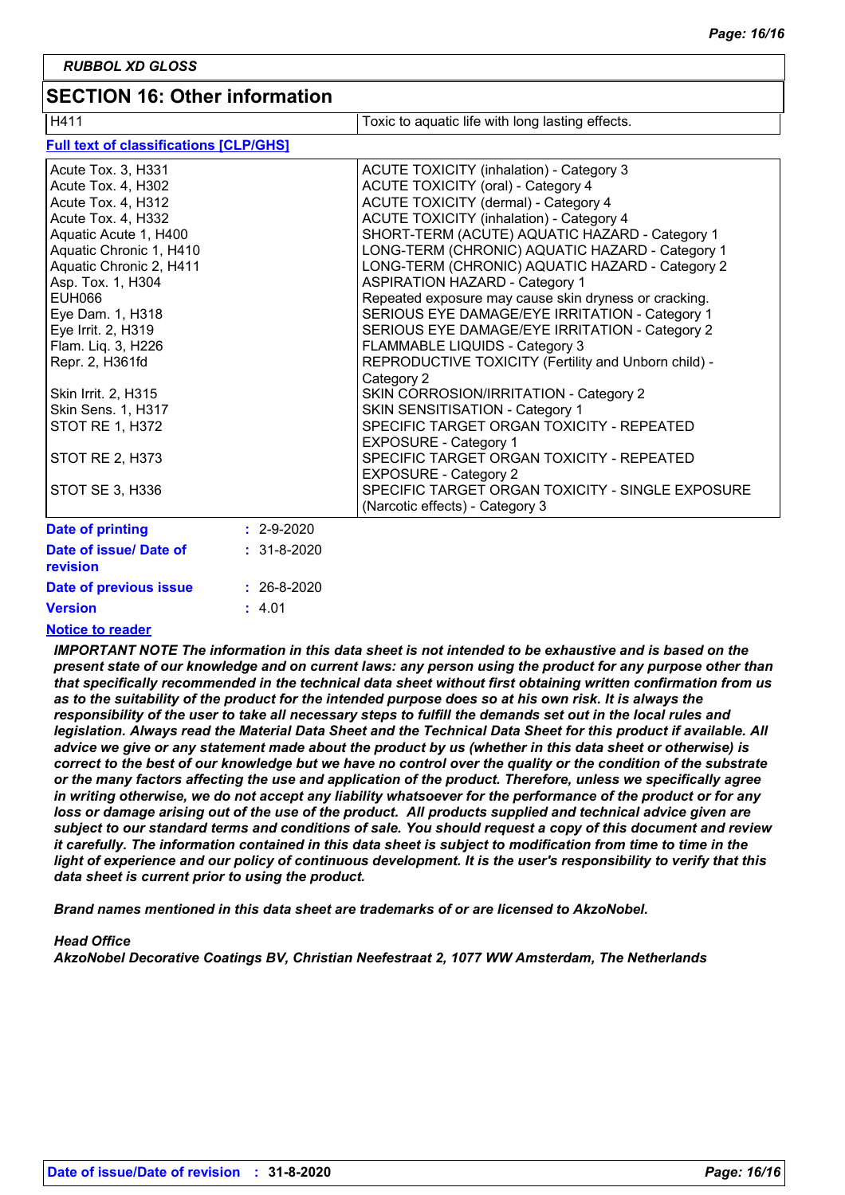## SECTION 16: Other information

| | |
|---|---|
| H411 | Toxic to aquatic life with long lasting effects. |

**Full text of classifications [CLP/GHS]**

| | |
|---|---|
| Acute Tox. 3, H331 | ACUTE TOXICITY (inhalation) - Category 3 |
| Acute Tox. 4, H302 | ACUTE TOXICITY (oral) - Category 4 |
| Acute Tox. 4, H312 | ACUTE TOXICITY (dermal) - Category 4 |
| Acute Tox. 4, H332 | ACUTE TOXICITY (inhalation) - Category 4 |
| Aquatic Acute 1, H400 | SHORT-TERM (ACUTE) AQUATIC HAZARD - Category 1 |
| Aquatic Chronic 1, H410 | LONG-TERM (CHRONIC) AQUATIC HAZARD - Category 1 |
| Aquatic Chronic 2, H411 | LONG-TERM (CHRONIC) AQUATIC HAZARD - Category 2 |
| Asp. Tox. 1, H304 | ASPIRATION HAZARD - Category 1 |
| EUH066 | Repeated exposure may cause skin dryness or cracking. |
| Eye Dam. 1, H318 | SERIOUS EYE DAMAGE/EYE IRRITATION - Category 1 |
| Eye Irrit. 2, H319 | SERIOUS EYE DAMAGE/EYE IRRITATION - Category 2 |
| Flam. Liq. 3, H226 | FLAMMABLE LIQUIDS - Category 3 |
| Repr. 2, H361fd | REPRODUCTIVE TOXICITY (Fertility and Unborn child) - Category 2 |
| Skin Irrit. 2, H315 | SKIN CORROSION/IRRITATION - Category 2 |
| Skin Sens. 1, H317 | SKIN SENSITISATION - Category 1 |
| STOT RE 1, H372 | SPECIFIC TARGET ORGAN TOXICITY - REPEATED EXPOSURE - Category 1 |
| STOT RE 2, H373 | SPECIFIC TARGET ORGAN TOXICITY - REPEATED EXPOSURE - Category 2 |
| STOT SE 3, H336 | SPECIFIC TARGET ORGAN TOXICITY - SINGLE EXPOSURE (Narcotic effects) - Category 3 |

**Date of printing** : 2-9-2020

**Date of issue/ Date of revision** : 31-8-2020

**Date of previous issue** : 26-8-2020

**Version** : 4.01

**Notice to reader**

***IMPORTANT NOTE The information in this data sheet is not intended to be exhaustive and is based on the present state of our knowledge and on current laws: any person using the product for any purpose other than that specifically recommended in the technical data sheet without first obtaining written confirmation from us as to the suitability of the product for the intended purpose does so at his own risk. It is always the responsibility of the user to take all necessary steps to fulfill the demands set out in the local rules and legislation. Always read the Material Data Sheet and the Technical Data Sheet for this product if available. All advice we give or any statement made about the product by us (whether in this data sheet or otherwise) is correct to the best of our knowledge but we have no control over the quality or the condition of the substrate or the many factors affecting the use and application of the product. Therefore, unless we specifically agree in writing otherwise, we do not accept any liability whatsoever for the performance of the product or for any loss or damage arising out of the use of the product. All products supplied and technical advice given are subject to our standard terms and conditions of sale. You should request a copy of this document and review it carefully. The information contained in this data sheet is subject to modification from time to time in the light of experience and our policy of continuous development. It is the user's responsibility to verify that this data sheet is current prior to using the product.***

***Brand names mentioned in this data sheet are trademarks of or are licensed to AkzoNobel.***

***Head Office***
***AkzoNobel Decorative Coatings BV, Christian Neefestraat 2, 1077 WW Amsterdam, The Netherlands***